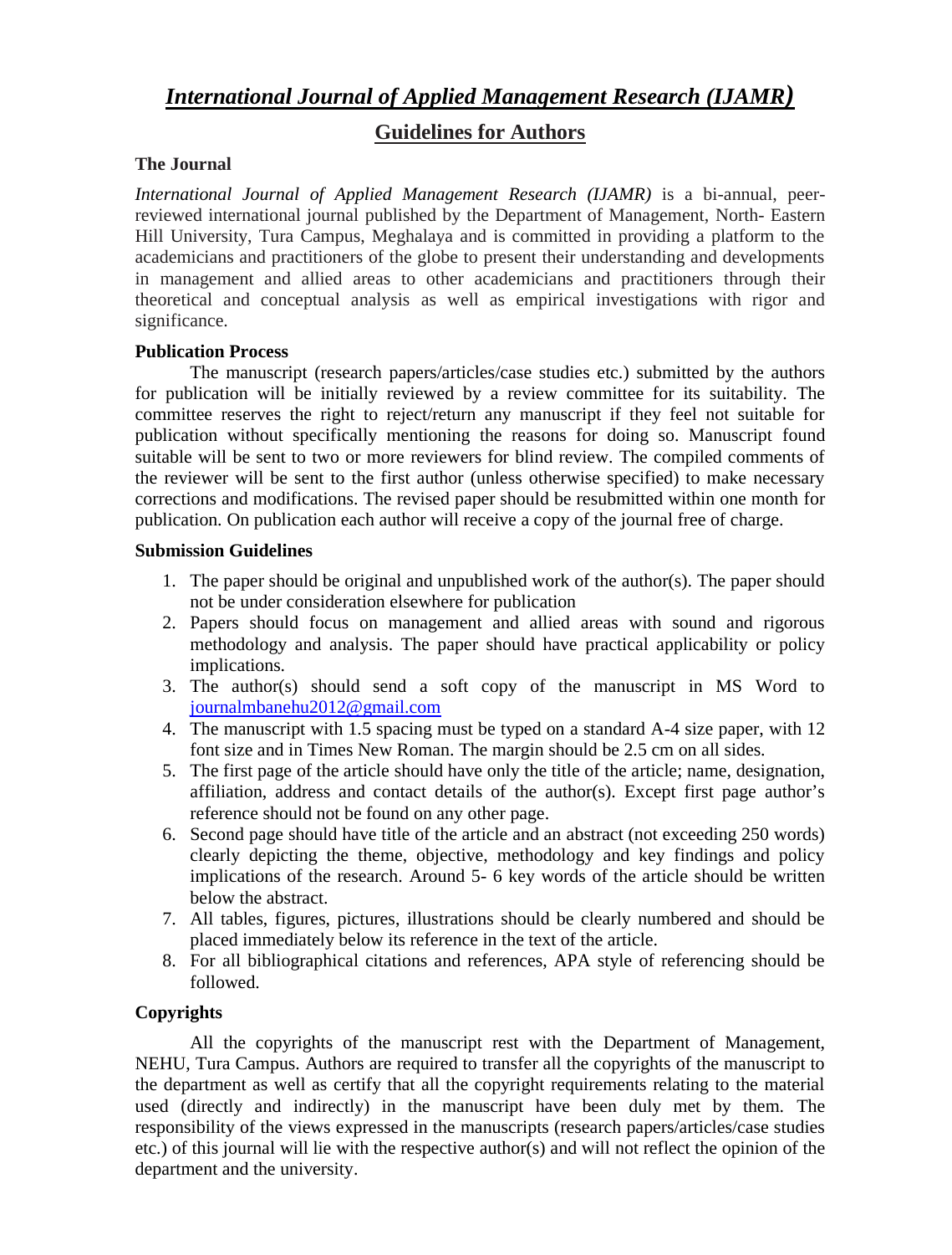# *International Journal of Applied Management Research (IJAMR)*

## Guidelines for Authors

### The Journal

*International Journal of Applied Management Research (IJAMR)* is a bi-annual, peer-reviewed international journal published by the Department of Management, North- Eastern Hill University, Tura Campus, Meghalaya and is committed in providing a platform to the academicians and practitioners of the globe to present their understanding and developments in management and allied areas to other academicians and practitioners through their theoretical and conceptual analysis as well as empirical investigations with rigor and significance.

### Publication Process

The manuscript (research papers/articles/case studies etc.) submitted by the authors for publication will be initially reviewed by a review committee for its suitability. The committee reserves the right to reject/return any manuscript if they feel not suitable for publication without specifically mentioning the reasons for doing so. Manuscript found suitable will be sent to two or more reviewers for blind review. The compiled comments of the reviewer will be sent to the first author (unless otherwise specified) to make necessary corrections and modifications. The revised paper should be resubmitted within one month for publication. On publication each author will receive a copy of the journal free of charge.

### Submission Guidelines

1. The paper should be original and unpublished work of the author(s). The paper should not be under consideration elsewhere for publication
2. Papers should focus on management and allied areas with sound and rigorous methodology and analysis. The paper should have practical applicability or policy implications.
3. The author(s) should send a soft copy of the manuscript in MS Word to journalmbanehu2012@gmail.com
4. The manuscript with 1.5 spacing must be typed on a standard A-4 size paper, with 12 font size and in Times New Roman. The margin should be 2.5 cm on all sides.
5. The first page of the article should have only the title of the article; name, designation, affiliation, address and contact details of the author(s). Except first page author's reference should not be found on any other page.
6. Second page should have title of the article and an abstract (not exceeding 250 words) clearly depicting the theme, objective, methodology and key findings and policy implications of the research. Around 5- 6 key words of the article should be written below the abstract.
7. All tables, figures, pictures, illustrations should be clearly numbered and should be placed immediately below its reference in the text of the article.
8. For all bibliographical citations and references, APA style of referencing should be followed.

### Copyrights

All the copyrights of the manuscript rest with the Department of Management, NEHU, Tura Campus. Authors are required to transfer all the copyrights of the manuscript to the department as well as certify that all the copyright requirements relating to the material used (directly and indirectly) in the manuscript have been duly met by them. The responsibility of the views expressed in the manuscripts (research papers/articles/case studies etc.) of this journal will lie with the respective author(s) and will not reflect the opinion of the department and the university.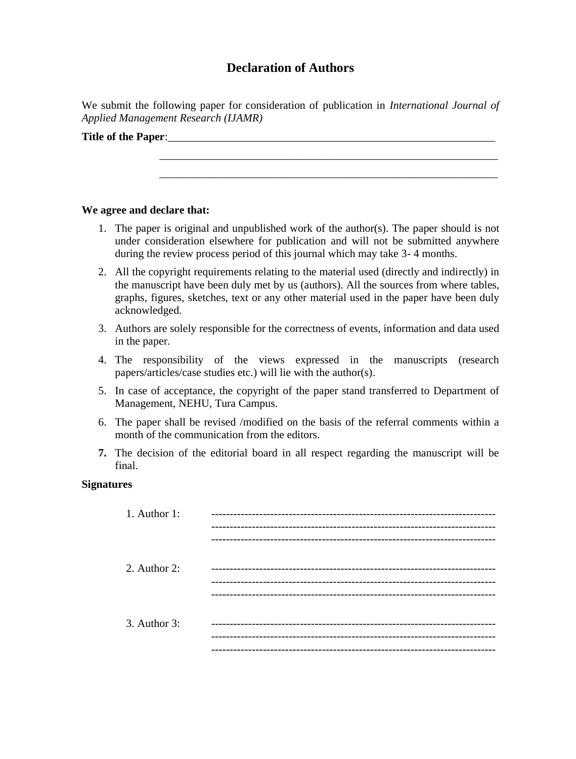# Declaration of Authors

We submit the following paper for consideration of publication in *International Journal of Applied Management Research (IJAMR)*

**Title of the Paper**:_________________________________________________________________

_________________________________________________________________

_________________________________________________________________

**We agree and declare that:**

1. The paper is original and unpublished work of the author(s). The paper should is not under consideration elsewhere for publication and will not be submitted anywhere during the review process period of this journal which may take 3- 4 months.
2. All the copyright requirements relating to the material used (directly and indirectly) in the manuscript have been duly met by us (authors). All the sources from where tables, graphs, figures, sketches, text or any other material used in the paper have been duly acknowledged.
3. Authors are solely responsible for the correctness of events, information and data used in the paper.
4. The responsibility of the views expressed in the manuscripts (research papers/articles/case studies etc.) will lie with the author(s).
5. In case of acceptance, the copyright of the paper stand transferred to Department of Management, NEHU, Tura Campus.
6. The paper shall be revised /modified on the basis of the referral comments within a month of the communication from the editors.
7. The decision of the editorial board in all respect regarding the manuscript will be final.

**Signatures**

1. Author 1: ---------------------------------------------------------------------------
---------------------------------------------------------------------------
---------------------------------------------------------------------------

2. Author 2: ---------------------------------------------------------------------------
---------------------------------------------------------------------------
---------------------------------------------------------------------------

3. Author 3: ---------------------------------------------------------------------------
---------------------------------------------------------------------------
---------------------------------------------------------------------------